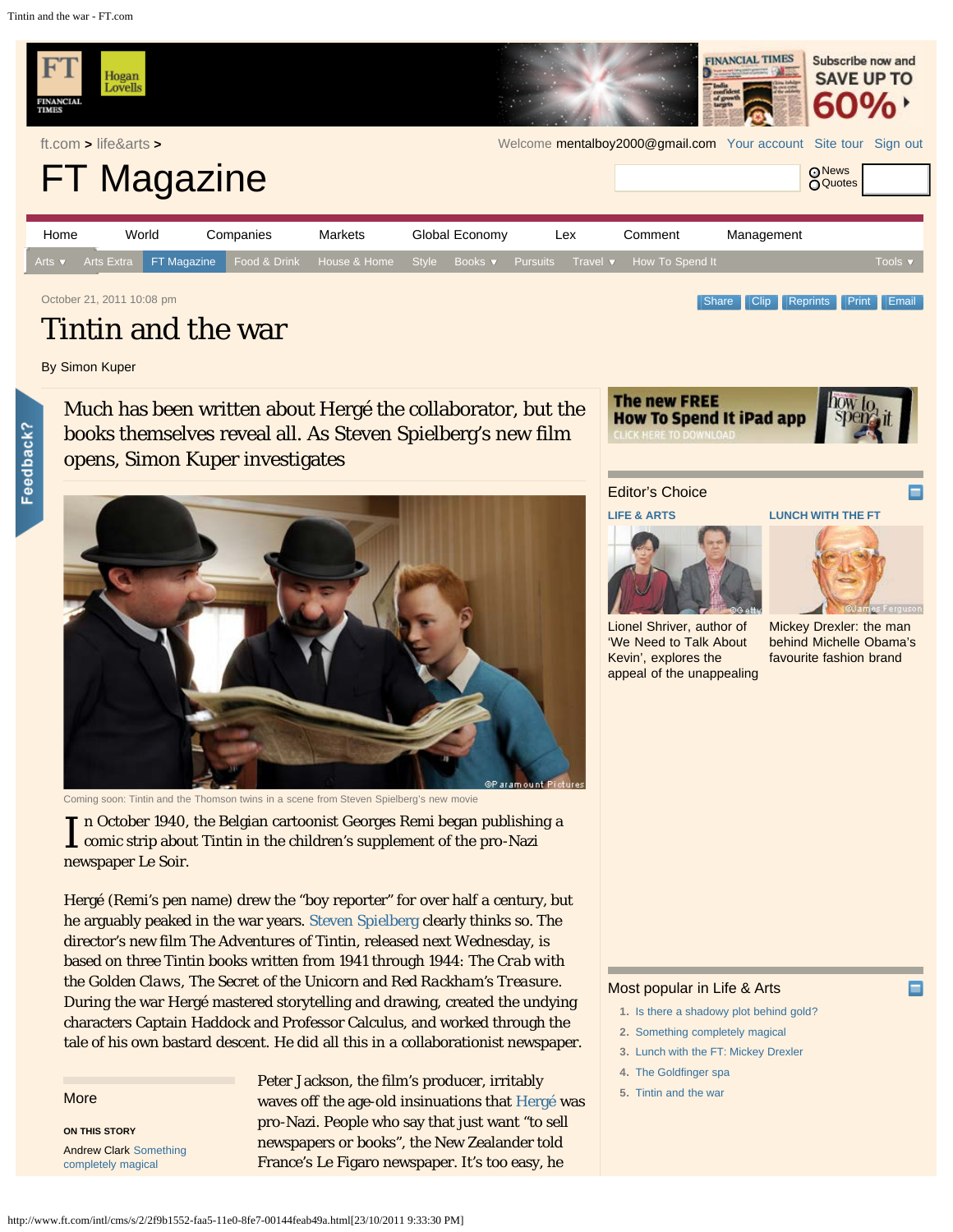ft.com > life&arts >

# FT Magazine

October 21, 2011 10:08 pm

# Tintin and the war

By Simon Kuper

Much has been written about Hergé the collaborator, but the books themselves reveal all. As Steven Spielberg's new film opens, Simon Kuper investigates

Coming soon: Tintin and the Thomson twins in a scene from Steven Spielberg's new movie

In October 1940, the Belgian cartoonist Georges Remi began publishing a comic strip about Tintin in the children's supplement of the pro-Nazi newspaper Le Soir.

Hergé (Remi's pen name) drew the "boy reporter" for over half a century, but he arguably peaked in the war years. Steven Spielberg clearly thinks so. The director's new film The Adventures of Tintin, released next Wednesday, is based on three Tintin books written from 1941 through 1944: The Crab with the Golden Claws, The Secret of the Unicorn and Red Rackham's Treasure. During the war Hergé mastered storytelling and drawing, created the undying characters Captain Haddock and Professor Calculus, and worked through the tale of his own bastard descent. He did all this in a collaborationist newspaper.

Peter Jackson, the film's producer, irritably waves off the age-old insinuations that Hergé was pro-Nazi. People who say that just want "to sell newspapers or books", the New Zealander told France's Le Figaro newspaper. It's too easy, he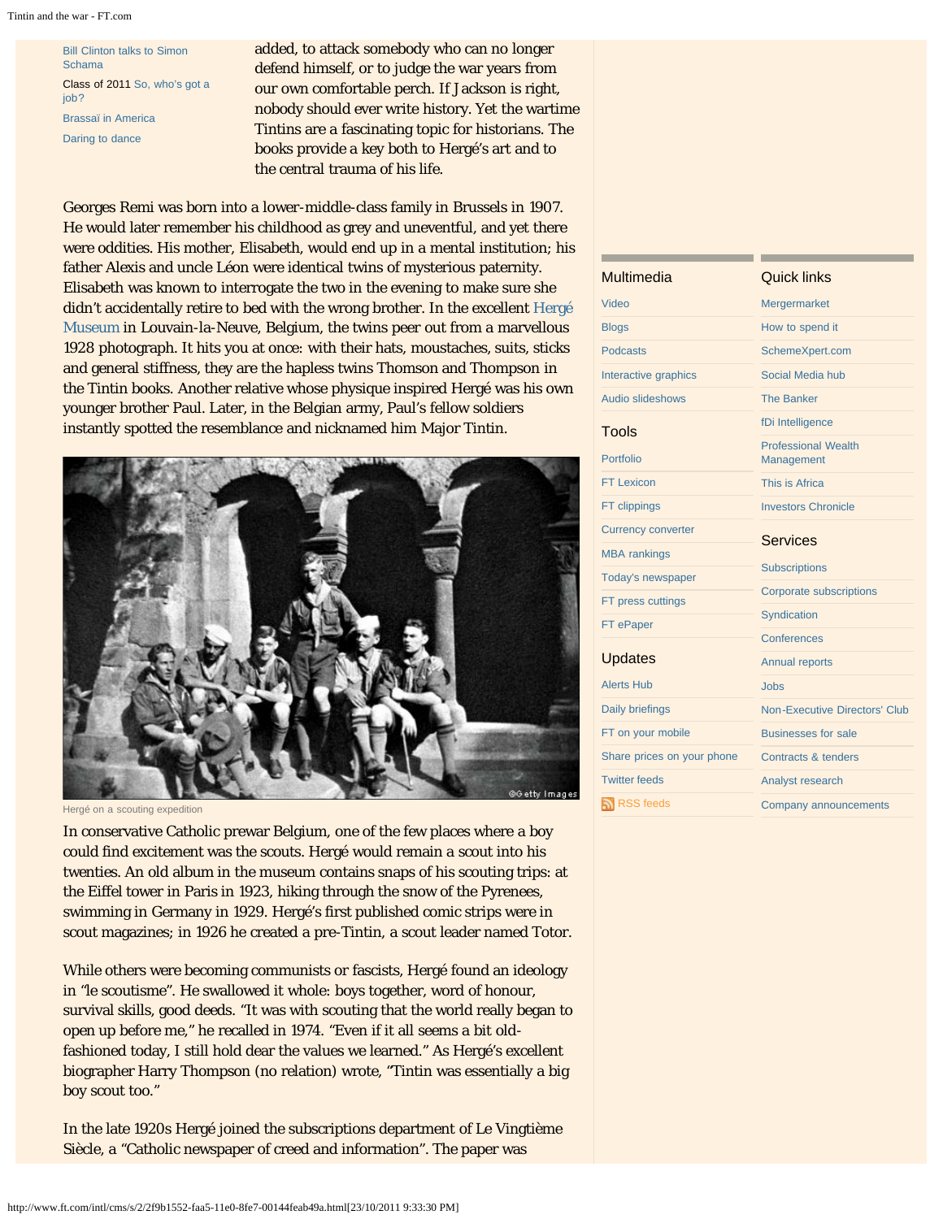added, to attack somebody who can no longer defend himself, or to judge the war years from our own comfortable perch. If Jackson is right, nobody should ever write history. Yet the wartime Tintins are a fascinating topic for historians. The books provide a key both to Hergé's art and to the central trauma of his life.

Georges Remi was born into a lower-middle-class family in Brussels in 1907. He would later remember his childhood as grey and uneventful, and yet there were oddities. His mother, Elisabeth, would end up in a mental institution; his father Alexis and uncle Léon were identical twins of mysterious paternity. Elisabeth was known to interrogate the two in the evening to make sure she didn't accidentally retire to bed with the wrong brother. In the excellent Hergé Museum in Louvain-la-Neuve, Belgium, the twins peer out from a marvellous 1928 photograph. It hits you at once: with their hats, moustaches, suits, sticks and general stiffness, they are the hapless twins Thomson and Thompson in the Tintin books. Another relative whose physique inspired Hergé was his own younger brother Paul. Later, in the Belgian army, Paul's fellow soldiers instantly spotted the resemblance and nicknamed him Major Tintin.

Hergé on a scouting expedition

In conservative Catholic prewar Belgium, one of the few places where a boy could find excitement was the scouts. Hergé would remain a scout into his twenties. An old album in the museum contains snaps of his scouting trips: at the Eiffel tower in Paris in 1923, hiking through the snow of the Pyrenees, swimming in Germany in 1929. Hergé's first published comic strips were in scout magazines; in 1926 he created a pre-Tintin, a scout leader named Totor.

While others were becoming communists or fascists, Hergé found an ideology in "le scoutisme". He swallowed it whole: boys together, word of honour, survival skills, good deeds. "It was with scouting that the world really began to open up before me," he recalled in 1974. "Even if it all seems a bit old-fashioned today, I still hold dear the values we learned." As Hergé's excellent biographer Harry Thompson (no relation) wrote, "Tintin was essentially a big boy scout too."

In the late 1920s Hergé joined the subscriptions department of Le Vingtième Siècle, a "Catholic newspaper of creed and information". The paper was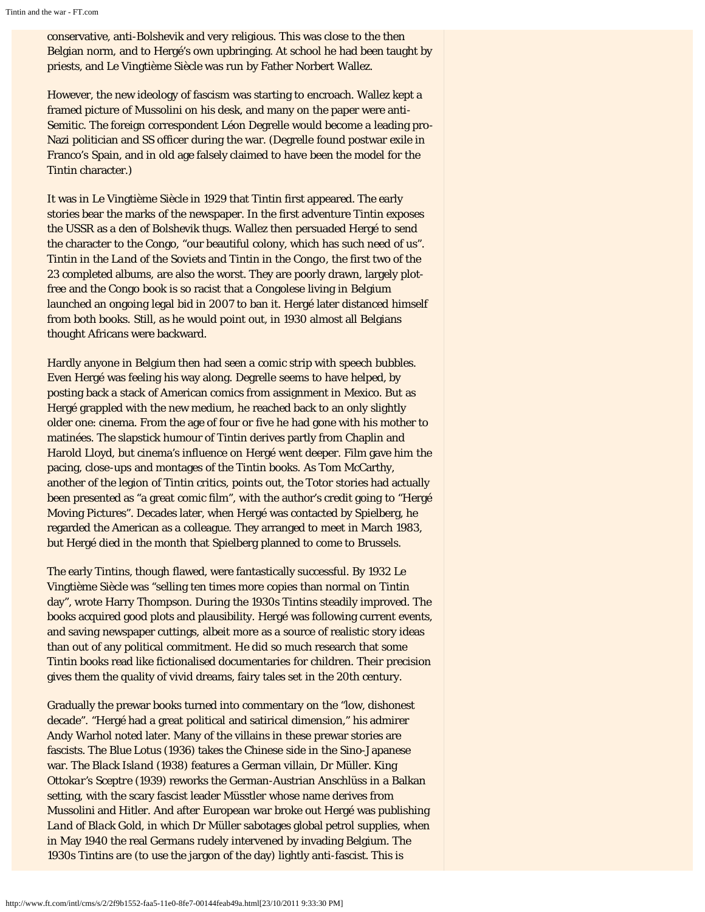conservative, anti-Bolshevik and very religious. This was close to the then Belgian norm, and to Hergé's own upbringing. At school he had been taught by priests, and Le Vingtième Siècle was run by Father Norbert Wallez.

However, the new ideology of fascism was starting to encroach. Wallez kept a framed picture of Mussolini on his desk, and many on the paper were anti-Semitic. The foreign correspondent Léon Degrelle would become a leading pro-Nazi politician and SS officer during the war. (Degrelle found postwar exile in Franco's Spain, and in old age falsely claimed to have been the model for the Tintin character.)

It was in Le Vingtième Siècle in 1929 that Tintin first appeared. The early stories bear the marks of the newspaper. In the first adventure Tintin exposes the USSR as a den of Bolshevik thugs. Wallez then persuaded Hergé to send the character to the Congo, "our beautiful colony, which has such need of us". *Tintin in the Land of the Soviets* and *Tintin in the Congo*, the first two of the 23 completed albums, are also the worst. They are poorly drawn, largely plot-free and the Congo book is so racist that a Congolese living in Belgium launched an ongoing legal bid in 2007 to ban it. Hergé later distanced himself from both books. Still, as he would point out, in 1930 almost all Belgians thought Africans were backward.

Hardly anyone in Belgium then had seen a comic strip with speech bubbles. Even Hergé was feeling his way along. Degrelle seems to have helped, by posting back a stack of American comics from assignment in Mexico. But as Hergé grappled with the new medium, he reached back to an only slightly older one: cinema. From the age of four or five he had gone with his mother to matinées. The slapstick humour of Tintin derives partly from Chaplin and Harold Lloyd, but cinema's influence on Hergé went deeper. Film gave him the pacing, close-ups and montages of the Tintin books. As Tom McCarthy, another of the legion of Tintin critics, points out, the Totor stories had actually been presented as "a great comic film", with the author's credit going to "Hergé Moving Pictures". Decades later, when Hergé was contacted by Spielberg, he regarded the American as a colleague. They arranged to meet in March 1983, but Hergé died in the month that Spielberg planned to come to Brussels.

The early Tintins, though flawed, were fantastically successful. By 1932 Le Vingtième Siècle was "selling ten times more copies than normal on Tintin day", wrote Harry Thompson. During the 1930s Tintins steadily improved. The books acquired good plots and plausibility. Hergé was following current events, and saving newspaper cuttings, albeit more as a source of realistic story ideas than out of any political commitment. He did so much research that some Tintin books read like fictionalised documentaries for children. Their precision gives them the quality of vivid dreams, fairy tales set in the 20th century.

Gradually the prewar books turned into commentary on the "low, dishonest decade". "Hergé had a great political and satirical dimension," his admirer Andy Warhol noted later. Many of the villains in these prewar stories are fascists. *The Blue Lotus* (1936) takes the Chinese side in the Sino-Japanese war. *The Black Island* (1938) features a German villain, Dr Müller. *King Ottokar's Sceptre* (1939) reworks the German-Austrian Anschlüss in a Balkan setting, with the scary fascist leader Müsstler whose name derives from Mussolini and Hitler. And after European war broke out Hergé was publishing *Land of Black Gold*, in which Dr Müller sabotages global petrol supplies, when in May 1940 the real Germans rudely intervened by invading Belgium. The 1930s Tintins are (to use the jargon of the day) lightly anti-fascist. This is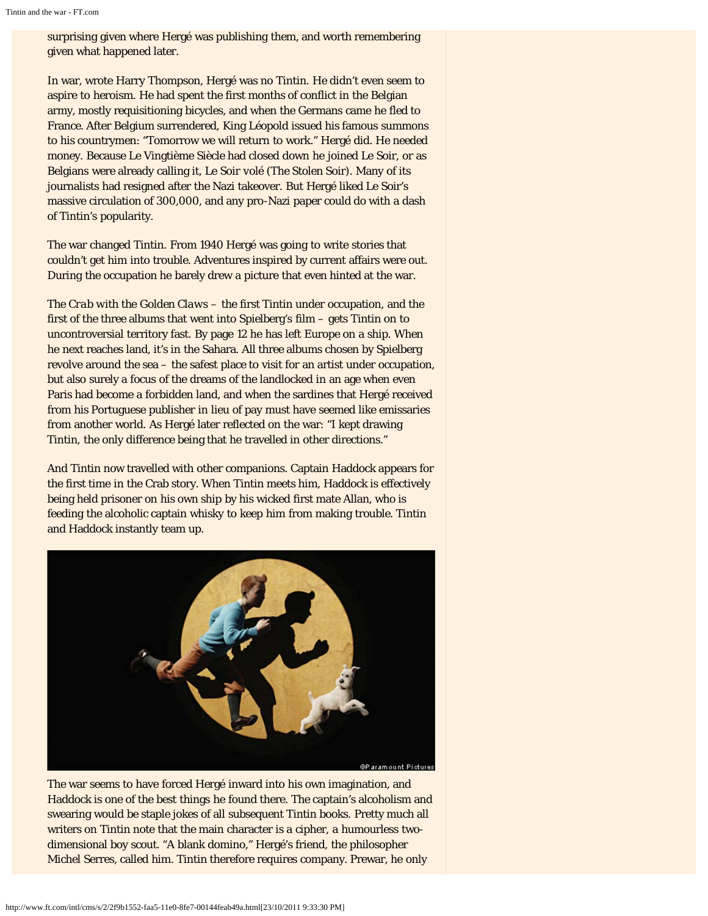surprising given where Hergé was publishing them, and worth remembering given what happened later.

In war, wrote Harry Thompson, Hergé was no Tintin. He didn't even seem to aspire to heroism. He had spent the first months of conflict in the Belgian army, mostly requisitioning bicycles, and when the Germans came he fled to France. After Belgium surrendered, King Léopold issued his famous summons to his countrymen: "Tomorrow we will return to work." Hergé did. He needed money. Because Le Vingtième Siècle had closed down he joined Le Soir, or as Belgians were already calling it, Le Soir volé (The Stolen Soir). Many of its journalists had resigned after the Nazi takeover. But Hergé liked Le Soir's massive circulation of 300,000, and any pro-Nazi paper could do with a dash of Tintin's popularity.

The war changed Tintin. From 1940 Hergé was going to write stories that couldn't get him into trouble. Adventures inspired by current affairs were out. During the occupation he barely drew a picture that even hinted at the war.

*The Crab with the Golden Claws* – the first Tintin under occupation, and the first of the three albums that went into Spielberg's film – gets Tintin on to uncontroversial territory fast. By page 12 he has left Europe on a ship. When he next reaches land, it's in the Sahara. All three albums chosen by Spielberg revolve around the sea – the safest place to visit for an artist under occupation, but also surely a focus of the dreams of the landlocked in an age when even Paris had become a forbidden land, and when the sardines that Hergé received from his Portuguese publisher in lieu of pay must have seemed like emissaries from another world. As Hergé later reflected on the war: "I kept drawing Tintin, the only difference being that he travelled in other directions."

And Tintin now travelled with other companions. Captain Haddock appears for the first time in the Crab story. When Tintin meets him, Haddock is effectively being held prisoner on his own ship by his wicked first mate Allan, who is feeding the alcoholic captain whisky to keep him from making trouble. Tintin and Haddock instantly team up.

©Paramount Pictures

The war seems to have forced Hergé inward into his own imagination, and Haddock is one of the best things he found there. The captain's alcoholism and swearing would be staple jokes of all subsequent Tintin books. Pretty much all writers on Tintin note that the main character is a cipher, a humourless two-dimensional boy scout. "A blank domino," Hergé's friend, the philosopher Michel Serres, called him. Tintin therefore requires company. Prewar, he only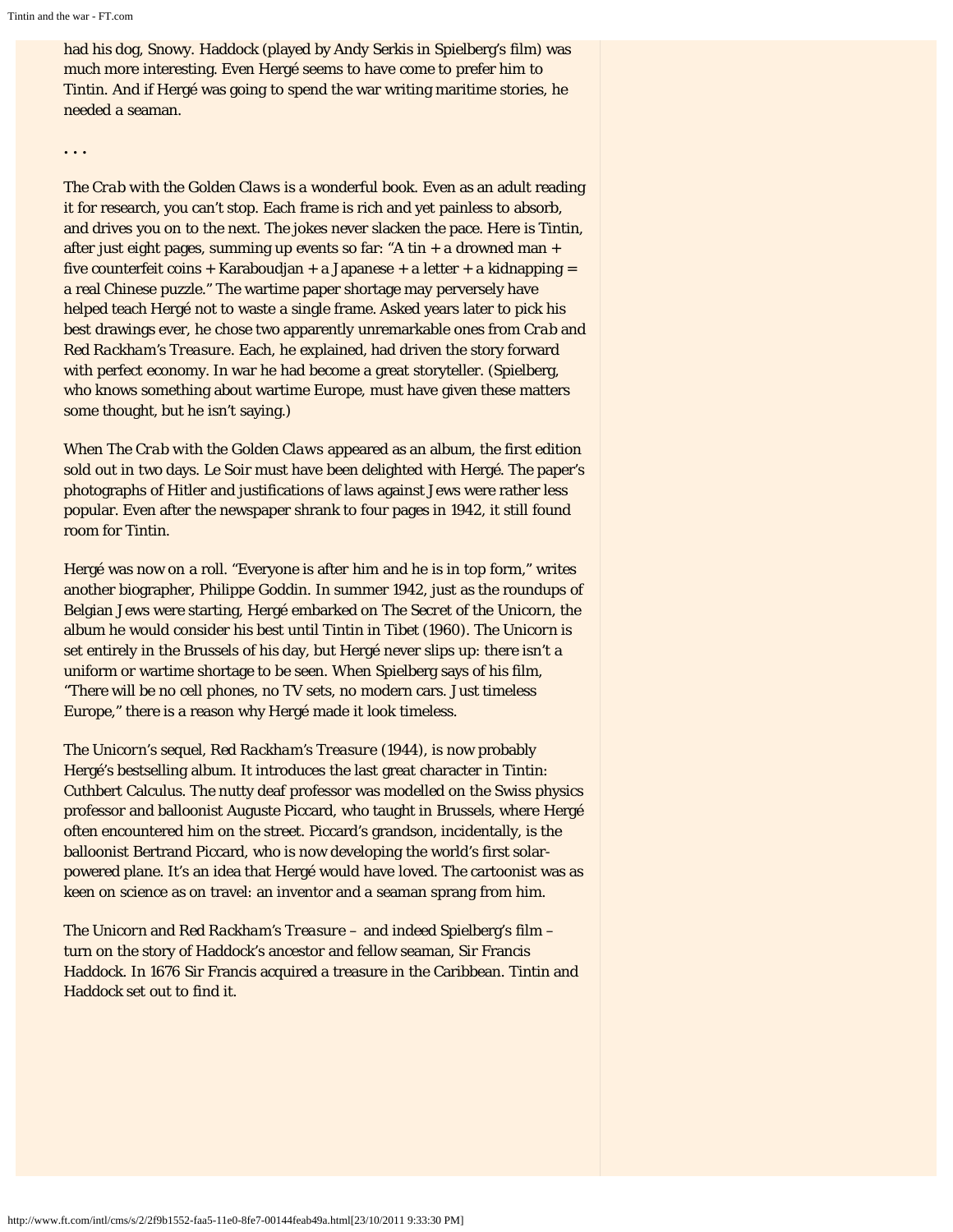had his dog, Snowy. Haddock (played by Andy Serkis in Spielberg's film) was much more interesting. Even Hergé seems to have come to prefer him to Tintin. And if Hergé was going to spend the war writing maritime stories, he needed a seaman.

. . .

*The Crab with the Golden Claws* is a wonderful book. Even as an adult reading it for research, you can't stop. Each frame is rich and yet painless to absorb, and drives you on to the next. The jokes never slacken the pace. Here is Tintin, after just eight pages, summing up events so far: "A tin + a drowned man + five counterfeit coins + Karaboudjan + a Japanese + a letter + a kidnapping = a real Chinese puzzle." The wartime paper shortage may perversely have helped teach Hergé not to waste a single frame. Asked years later to pick his best drawings ever, he chose two apparently unremarkable ones from *Crab* and *Red Rackham's Treasure*. Each, he explained, had driven the story forward with perfect economy. In war he had become a great storyteller. (Spielberg, who knows something about wartime Europe, must have given these matters some thought, but he isn't saying.)

When *The Crab with the Golden Claws* appeared as an album, the first edition sold out in two days. Le Soir must have been delighted with Hergé. The paper's photographs of Hitler and justifications of laws against Jews were rather less popular. Even after the newspaper shrank to four pages in 1942, it still found room for Tintin.

Hergé was now on a roll. "Everyone is after him and he is in top form," writes another biographer, Philippe Goddin. In summer 1942, just as the roundups of Belgian Jews were starting, Hergé embarked on *The Secret of the Unicorn*, the album he would consider his best until *Tintin in Tibet* (1960). *The Unicorn* is set entirely in the Brussels of his day, but Hergé never slips up: there isn't a uniform or wartime shortage to be seen. When Spielberg says of his film, "There will be no cell phones, no TV sets, no modern cars. Just timeless Europe," there is a reason why Hergé made it look timeless.

*The Unicorn*'s sequel, *Red Rackham's Treasure* (1944), is now probably Hergé's bestselling album. It introduces the last great character in Tintin: Cuthbert Calculus. The nutty deaf professor was modelled on the Swiss physics professor and balloonist Auguste Piccard, who taught in Brussels, where Hergé often encountered him on the street. Piccard's grandson, incidentally, is the balloonist Bertrand Piccard, who is now developing the world's first solar-powered plane. It's an idea that Hergé would have loved. The cartoonist was as keen on science as on travel: an inventor and a seaman sprang from him.

*The Unicorn* and *Red Rackham's Treasure* – and indeed Spielberg's film – turn on the story of Haddock's ancestor and fellow seaman, Sir Francis Haddock. In 1676 Sir Francis acquired a treasure in the Caribbean. Tintin and Haddock set out to find it.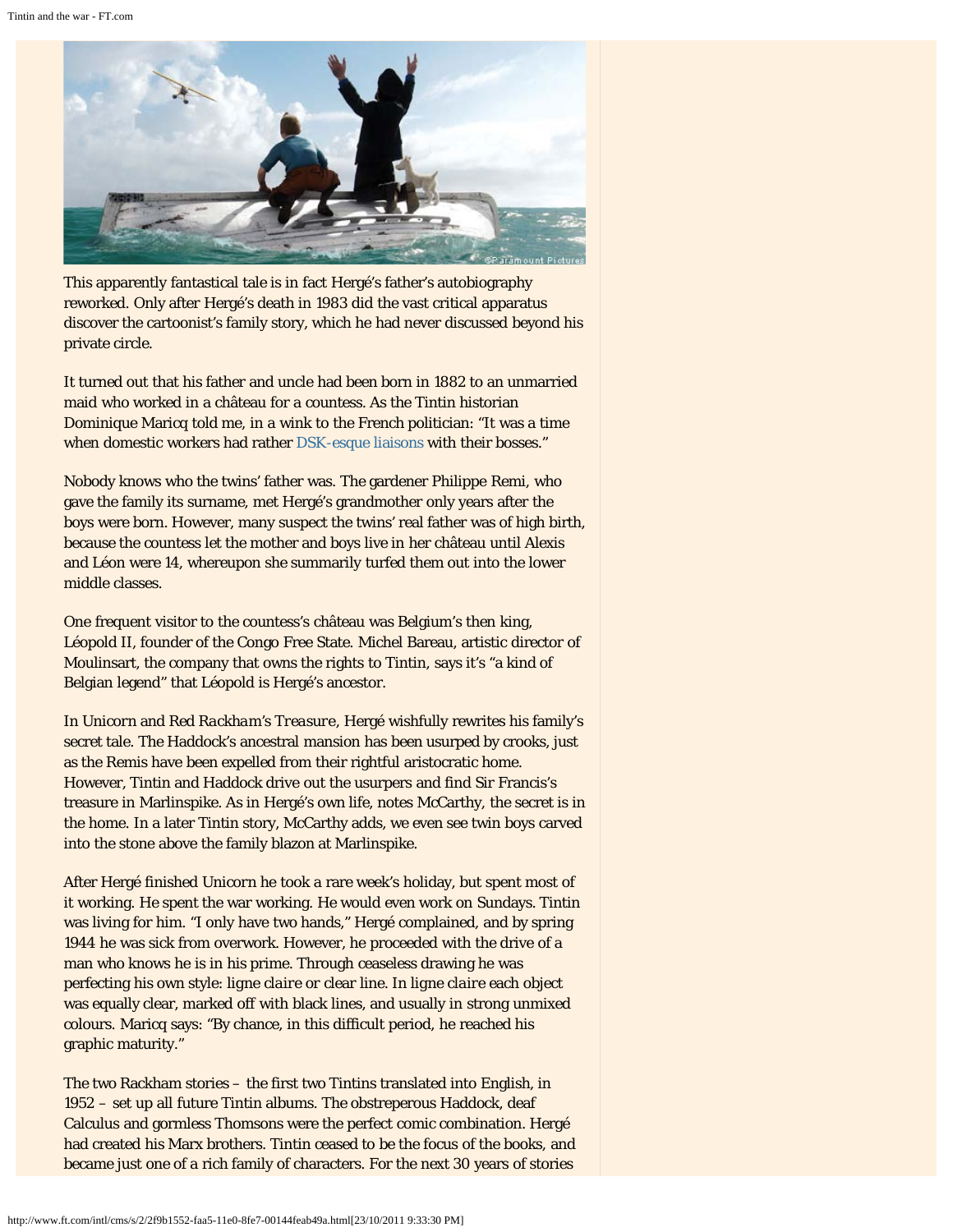This apparently fantastical tale is in fact Hergé's father's autobiography reworked. Only after Hergé's death in 1983 did the vast critical apparatus discover the cartoonist's family story, which he had never discussed beyond his private circle.

It turned out that his father and uncle had been born in 1882 to an unmarried maid who worked in a château for a countess. As the Tintin historian Dominique Maricq told me, in a wink to the French politician: "It was a time when domestic workers had rather DSK-esque liaisons with their bosses."

Nobody knows who the twins' father was. The gardener Philippe Remi, who gave the family its surname, met Hergé's grandmother only years after the boys were born. However, many suspect the twins' real father was of high birth, because the countess let the mother and boys live in her château until Alexis and Léon were 14, whereupon she summarily turfed them out into the lower middle classes.

One frequent visitor to the countess's château was Belgium's then king, Léopold II, founder of the Congo Free State. Michel Bareau, artistic director of Moulinsart, the company that owns the rights to Tintin, says it's "a kind of Belgian legend" that Léopold is Hergé's ancestor.

In *Unicorn* and *Red Rackham's Treasure*, Hergé wishfully rewrites his family's secret tale. The Haddock's ancestral mansion has been usurped by crooks, just as the Remis have been expelled from their rightful aristocratic home. However, Tintin and Haddock drive out the usurpers and find Sir Francis's treasure in Marlinspike. As in Hergé's own life, notes McCarthy, the secret is in the home. In a later Tintin story, McCarthy adds, we even see twin boys carved into the stone above the family blazon at Marlinspike.

After Hergé finished *Unicorn* he took a rare week's holiday, but spent most of it working. He spent the war working. He would even work on Sundays. Tintin was living for him. "I only have two hands," Hergé complained, and by spring 1944 he was sick from overwork. However, he proceeded with the drive of a man who knows he is in his prime. Through ceaseless drawing he was perfecting his own style: *ligne claire* or clear line. In *ligne claire* each object was equally clear, marked off with black lines, and usually in strong unmixed colours. Maricq says: "By chance, in this difficult period, he reached his graphic maturity."

The two Rackham stories – the first two Tintins translated into English, in 1952 – set up all future Tintin albums. The obstreperous Haddock, deaf Calculus and gormless Thomsons were the perfect comic combination. Hergé had created his Marx brothers. Tintin ceased to be the focus of the books, and became just one of a rich family of characters. For the next 30 years of stories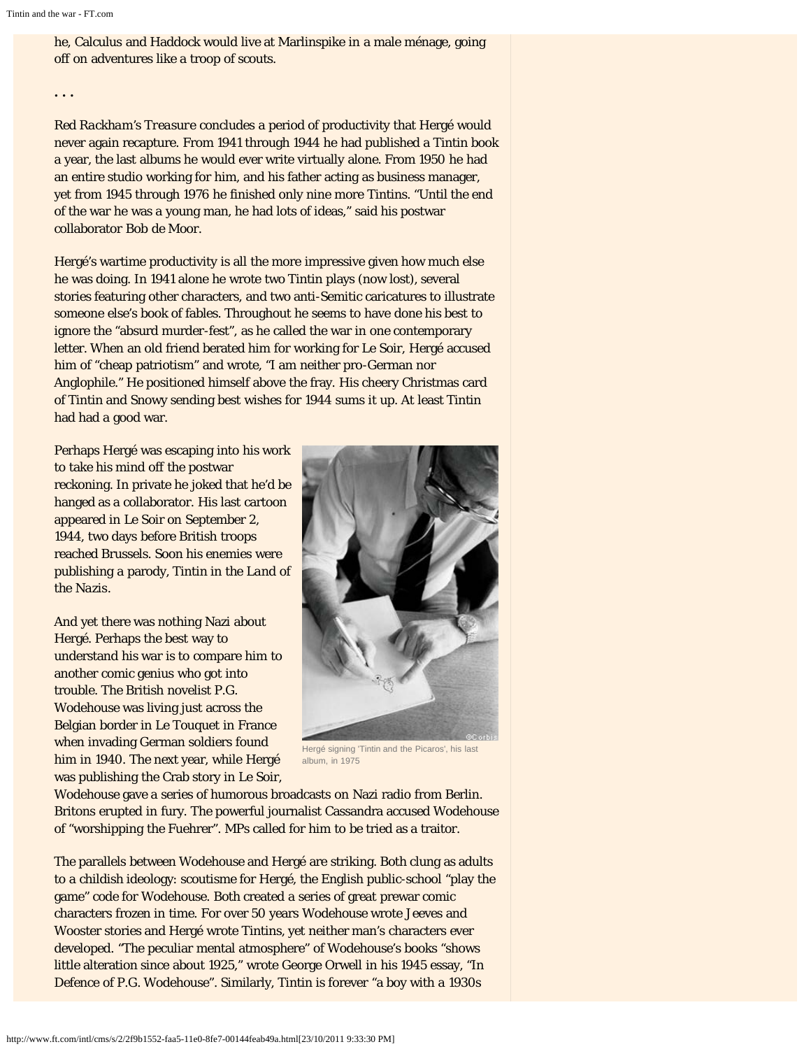he, Calculus and Haddock would live at Marlinspike in a male ménage, going off on adventures like a troop of scouts.

. . .

*Red Rackham's Treasure* concludes a period of productivity that Hergé would never again recapture. From 1941 through 1944 he had published a Tintin book a year, the last albums he would ever write virtually alone. From 1950 he had an entire studio working for him, and his father acting as business manager, yet from 1945 through 1976 he finished only nine more Tintins. "Until the end of the war he was a young man, he had lots of ideas," said his postwar collaborator Bob de Moor.

Hergé's wartime productivity is all the more impressive given how much else he was doing. In 1941 alone he wrote two Tintin plays (now lost), several stories featuring other characters, and two anti-Semitic caricatures to illustrate someone else's book of fables. Throughout he seems to have done his best to ignore the "absurd murder-fest", as he called the war in one contemporary letter. When an old friend berated him for working for Le Soir, Hergé accused him of "cheap patriotism" and wrote, "I am neither pro-German nor Anglophile." He positioned himself above the fray. His cheery Christmas card of Tintin and Snowy sending best wishes for 1944 sums it up. At least Tintin had had a good war.

Perhaps Hergé was escaping into his work to take his mind off the postwar reckoning. In private he joked that he'd be hanged as a collaborator. His last cartoon appeared in Le Soir on September 2, 1944, two days before British troops reached Brussels. Soon his enemies were publishing a parody, *Tintin in the Land of the Nazis*.

Hergé signing 'Tintin and the Picaros', his last album, in 1975

And yet there was nothing Nazi about Hergé. Perhaps the best way to understand his war is to compare him to another comic genius who got into trouble. The British novelist P.G. Wodehouse was living just across the Belgian border in Le Touquet in France when invading German soldiers found him in 1940. The next year, while Hergé was publishing the Crab story in Le Soir, Wodehouse gave a series of humorous broadcasts on Nazi radio from Berlin. Britons erupted in fury. The powerful journalist Cassandra accused Wodehouse of "worshipping the Fuehrer". MPs called for him to be tried as a traitor.

The parallels between Wodehouse and Hergé are striking. Both clung as adults to a childish ideology: scoutisme for Hergé, the English public-school "play the game" code for Wodehouse. Both created a series of great prewar comic characters frozen in time. For over 50 years Wodehouse wrote Jeeves and Wooster stories and Hergé wrote Tintins, yet neither man's characters ever developed. "The peculiar mental atmosphere" of Wodehouse's books "shows little alteration since about 1925," wrote George Orwell in his 1945 essay, "In Defence of P.G. Wodehouse". Similarly, Tintin is forever "a boy with a 1930s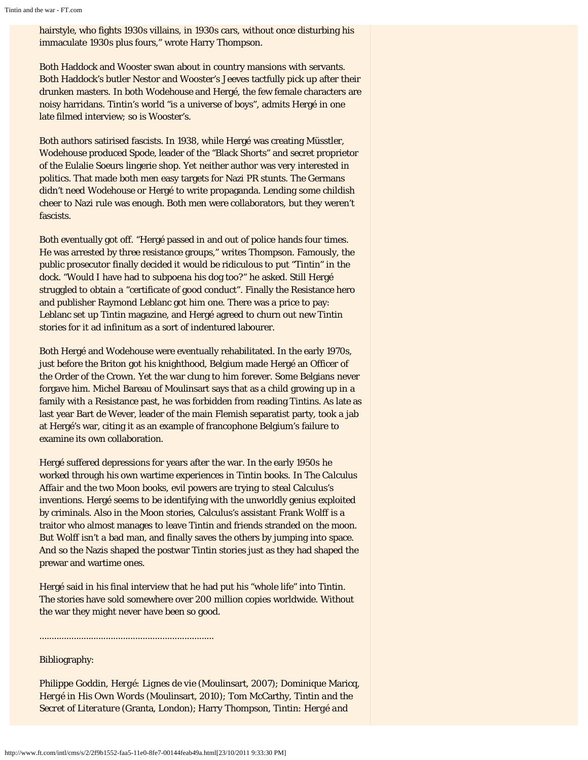hairstyle, who fights 1930s villains, in 1930s cars, without once disturbing his immaculate 1930s plus fours," wrote Harry Thompson.

Both Haddock and Wooster swan about in country mansions with servants. Both Haddock's butler Nestor and Wooster's Jeeves tactfully pick up after their drunken masters. In both Wodehouse and Hergé, the few female characters are noisy harridans. Tintin's world "is a universe of boys", admits Hergé in one late filmed interview; so is Wooster's.

Both authors satirised fascists. In 1938, while Hergé was creating Müsstler, Wodehouse produced Spode, leader of the "Black Shorts" and secret proprietor of the Eulalie Soeurs lingerie shop. Yet neither author was very interested in politics. That made both men easy targets for Nazi PR stunts. The Germans didn't need Wodehouse or Hergé to write propaganda. Lending some childish cheer to Nazi rule was enough. Both men were collaborators, but they weren't fascists.

Both eventually got off. "Hergé passed in and out of police hands four times. He was arrested by three resistance groups," writes Thompson. Famously, the public prosecutor finally decided it would be ridiculous to put "Tintin" in the dock. "Would I have had to subpoena his dog too?" he asked. Still Hergé struggled to obtain a "certificate of good conduct". Finally the Resistance hero and publisher Raymond Leblanc got him one. There was a price to pay: Leblanc set up Tintin magazine, and Hergé agreed to churn out new Tintin stories for it ad infinitum as a sort of indentured labourer.

Both Hergé and Wodehouse were eventually rehabilitated. In the early 1970s, just before the Briton got his knighthood, Belgium made Hergé an Officer of the Order of the Crown. Yet the war clung to him forever. Some Belgians never forgave him. Michel Bareau of Moulinsart says that as a child growing up in a family with a Resistance past, he was forbidden from reading Tintins. As late as last year Bart de Wever, leader of the main Flemish separatist party, took a jab at Hergé's war, citing it as an example of francophone Belgium's failure to examine its own collaboration.

Hergé suffered depressions for years after the war. In the early 1950s he worked through his own wartime experiences in Tintin books. In *The Calculus Affair* and the two Moon books, evil powers are trying to steal Calculus's inventions. Hergé seems to be identifying with the unworldly genius exploited by criminals. Also in the Moon stories, Calculus's assistant Frank Wolff is a traitor who almost manages to leave Tintin and friends stranded on the moon. But Wolff isn't a bad man, and finally saves the others by jumping into space. And so the Nazis shaped the postwar Tintin stories just as they had shaped the prewar and wartime ones.

Hergé said in his final interview that he had put his "whole life" into Tintin. The stories have sold somewhere over 200 million copies worldwide. Without the war they might never have been so good.

.......................................................................

Bibliography:

Philippe Goddin, *Hergé: Lignes de vie* (Moulinsart, 2007); Dominique Maricq, *Hergé in His Own Words* (Moulinsart, 2010); Tom McCarthy, *Tintin and the Secret of Literature* (Granta, London); Harry Thompson, *Tintin: Hergé and*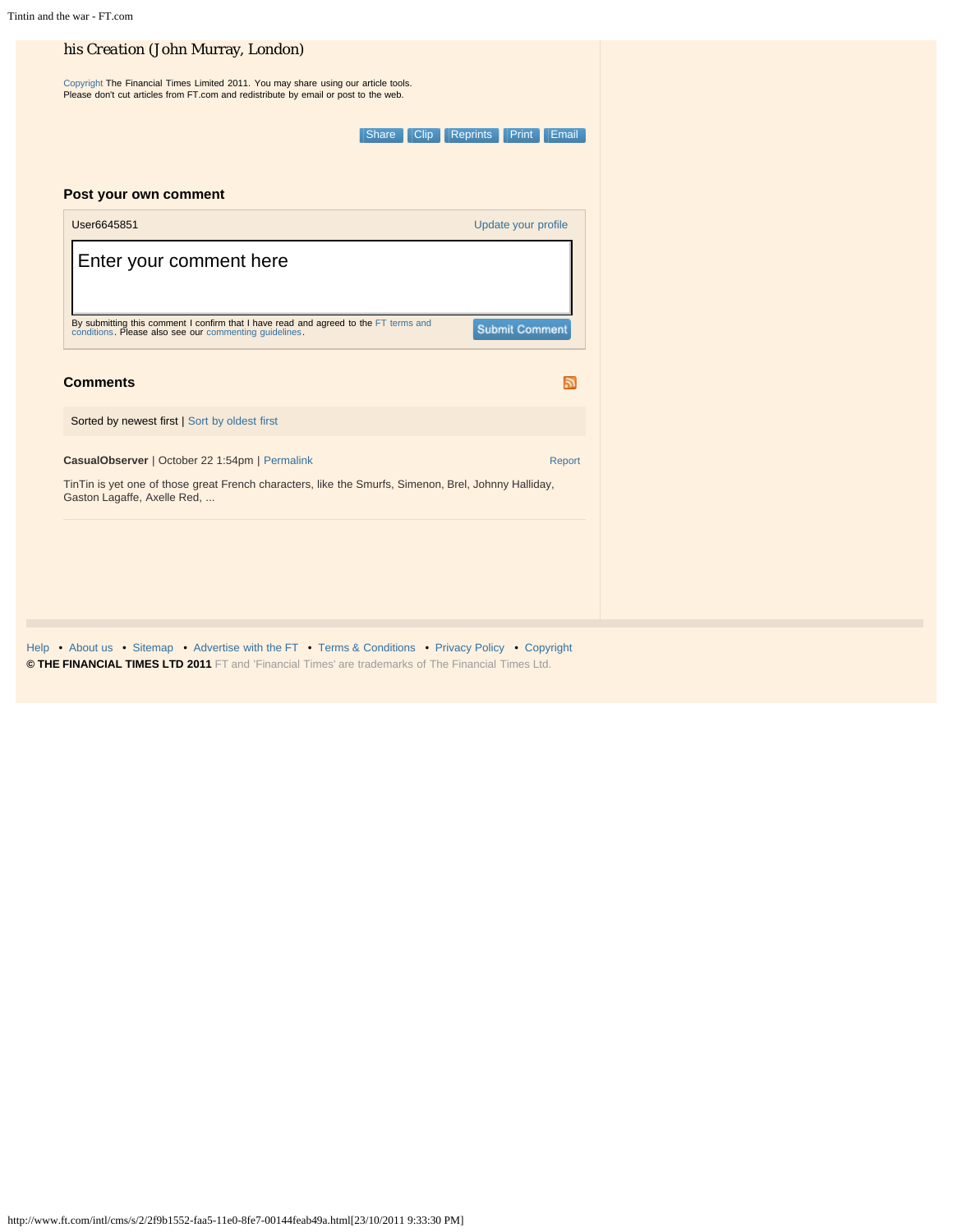his Creation (John Murray, London)

Copyright The Financial Times Limited 2011. You may share using our article tools.
Please don't cut articles from FT.com and redistribute by email or post to the web.

Share Clip Reprints Print Email

### Post your own comment

User6645851 Update your profile

Enter your comment here

By submitting this comment I confirm that I have read and agreed to the FT terms and conditions. Please also see our commenting guidelines.

Submit Comment

### Comments

Sorted by newest first | Sort by oldest first

**CasualObserver** | October 22 1:54pm | Permalink Report

TinTin is yet one of those great French characters, like the Smurfs, Simenon, Brel, Johnny Halliday, Gaston Lagaffe, Axelle Red, ...

Help • About us • Sitemap • Advertise with the FT • Terms & Conditions • Privacy Policy • Copyright

**© THE FINANCIAL TIMES LTD 2011** FT and 'Financial Times' are trademarks of The Financial Times Ltd.